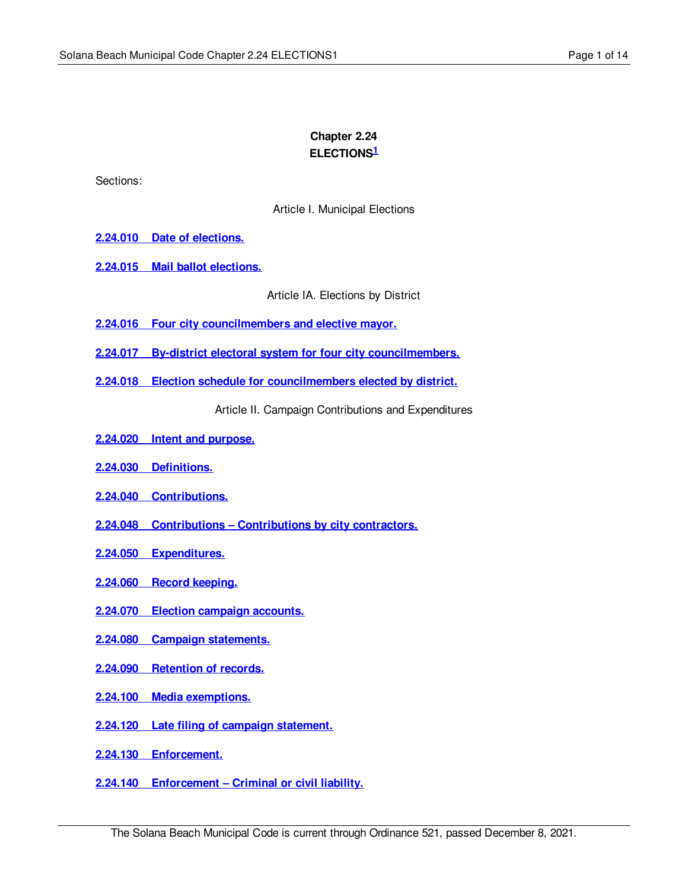# Chapter 2.24
# ELECTIONS[1]

Sections:

Article I. Municipal Elections

**2.24.010 Date of elections.**

**2.24.015 Mail ballot elections.**

Article IA. Elections by District

**2.24.016 Four city councilmembers and elective mayor.**

**2.24.017 By-district electoral system for four city councilmembers.**

**2.24.018 Election schedule for councilmembers elected by district.**

Article II. Campaign Contributions and Expenditures

**2.24.020 Intent and purpose.**

**2.24.030 Definitions.**

**2.24.040 Contributions.**

**2.24.048 Contributions – Contributions by city contractors.**

**2.24.050 Expenditures.**

**2.24.060 Record keeping.**

**2.24.070 Election campaign accounts.**

**2.24.080 Campaign statements.**

**2.24.090 Retention of records.**

**2.24.100 Media exemptions.**

**2.24.120 Late filing of campaign statement.**

**2.24.130 Enforcement.**

**2.24.140 Enforcement – Criminal or civil liability.**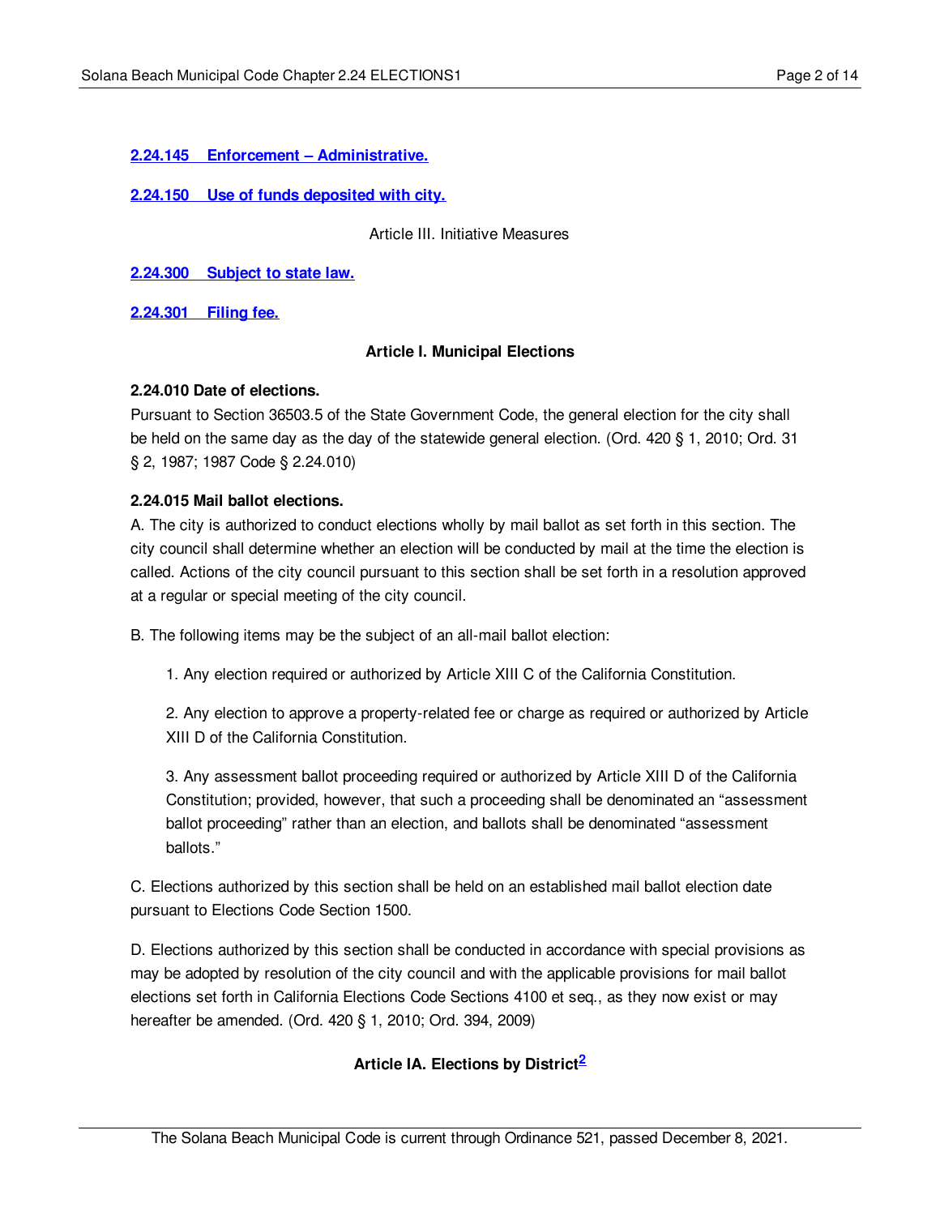**2.24.145 Enforcement – Administrative.**

**2.24.150 Use of funds deposited with city.**

Article III. Initiative Measures

**2.24.300 Subject to state law.**

**2.24.301 Filing fee.**

## Article I. Municipal Elections

### 2.24.010 Date of elections.

Pursuant to Section 36503.5 of the State Government Code, the general election for the city shall be held on the same day as the day of the statewide general election. (Ord. 420 § 1, 2010; Ord. 31 § 2, 1987; 1987 Code § 2.24.010)

### 2.24.015 Mail ballot elections.

A. The city is authorized to conduct elections wholly by mail ballot as set forth in this section. The city council shall determine whether an election will be conducted by mail at the time the election is called. Actions of the city council pursuant to this section shall be set forth in a resolution approved at a regular or special meeting of the city council.

B. The following items may be the subject of an all-mail ballot election:

1. Any election required or authorized by Article XIII C of the California Constitution.

2. Any election to approve a property-related fee or charge as required or authorized by Article XIII D of the California Constitution.

3. Any assessment ballot proceeding required or authorized by Article XIII D of the California Constitution; provided, however, that such a proceeding shall be denominated an "assessment ballot proceeding" rather than an election, and ballots shall be denominated "assessment ballots."

C. Elections authorized by this section shall be held on an established mail ballot election date pursuant to Elections Code Section 1500.

D. Elections authorized by this section shall be conducted in accordance with special provisions as may be adopted by resolution of the city council and with the applicable provisions for mail ballot elections set forth in California Elections Code Sections 4100 et seq., as they now exist or may hereafter be amended. (Ord. 420 § 1, 2010; Ord. 394, 2009)

## Article IA. Elections by District[2]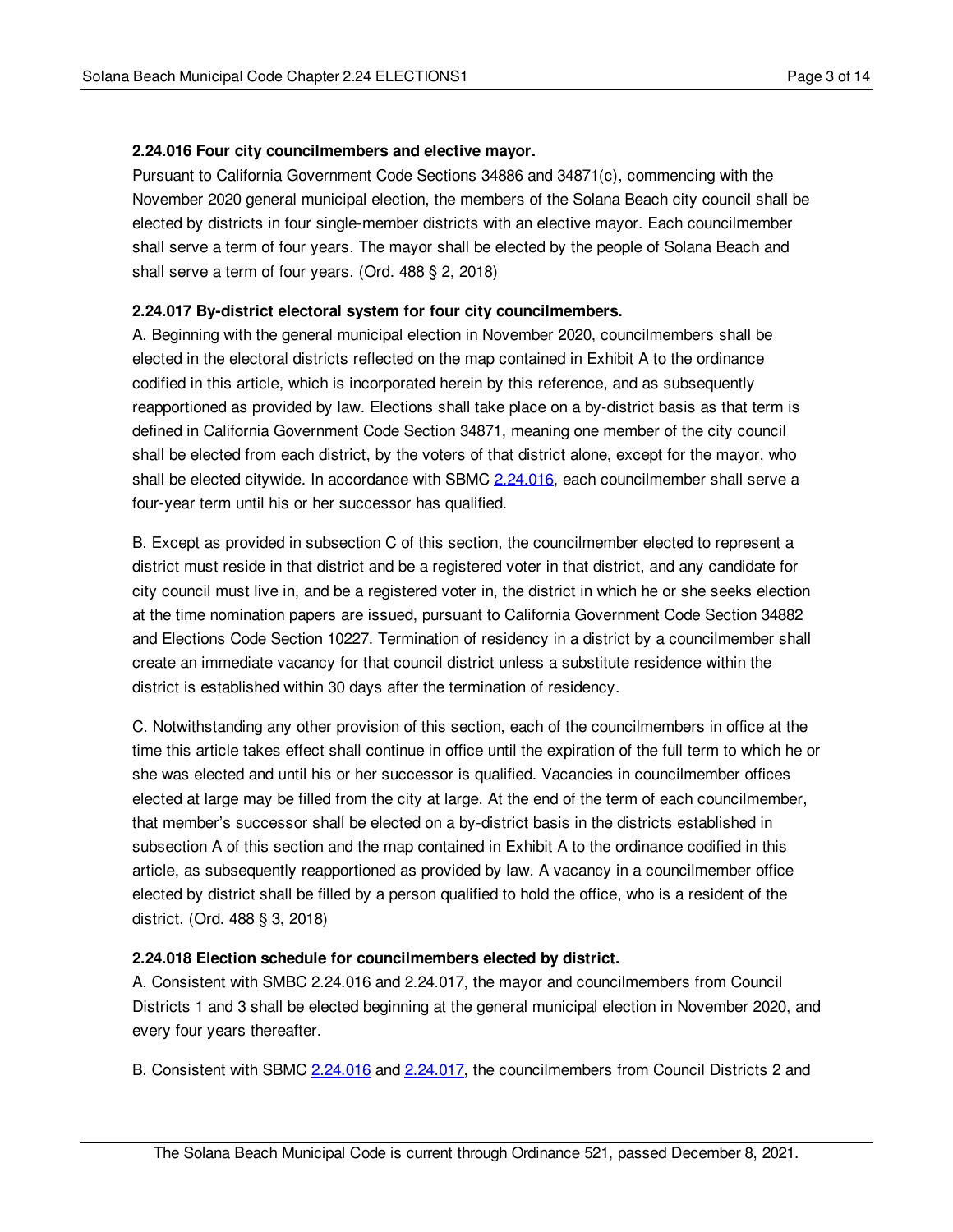**2.24.016 Four city councilmembers and elective mayor.**

Pursuant to California Government Code Sections 34886 and 34871(c), commencing with the November 2020 general municipal election, the members of the Solana Beach city council shall be elected by districts in four single-member districts with an elective mayor. Each councilmember shall serve a term of four years. The mayor shall be elected by the people of Solana Beach and shall serve a term of four years. (Ord. 488 § 2, 2018)

**2.24.017 By-district electoral system for four city councilmembers.**

A. Beginning with the general municipal election in November 2020, councilmembers shall be elected in the electoral districts reflected on the map contained in Exhibit A to the ordinance codified in this article, which is incorporated herein by this reference, and as subsequently reapportioned as provided by law. Elections shall take place on a by-district basis as that term is defined in California Government Code Section 34871, meaning one member of the city council shall be elected from each district, by the voters of that district alone, except for the mayor, who shall be elected citywide. In accordance with SBMC 2.24.016, each councilmember shall serve a four-year term until his or her successor has qualified.

B. Except as provided in subsection C of this section, the councilmember elected to represent a district must reside in that district and be a registered voter in that district, and any candidate for city council must live in, and be a registered voter in, the district in which he or she seeks election at the time nomination papers are issued, pursuant to California Government Code Section 34882 and Elections Code Section 10227. Termination of residency in a district by a councilmember shall create an immediate vacancy for that council district unless a substitute residence within the district is established within 30 days after the termination of residency.

C. Notwithstanding any other provision of this section, each of the councilmembers in office at the time this article takes effect shall continue in office until the expiration of the full term to which he or she was elected and until his or her successor is qualified. Vacancies in councilmember offices elected at large may be filled from the city at large. At the end of the term of each councilmember, that member's successor shall be elected on a by-district basis in the districts established in subsection A of this section and the map contained in Exhibit A to the ordinance codified in this article, as subsequently reapportioned as provided by law. A vacancy in a councilmember office elected by district shall be filled by a person qualified to hold the office, who is a resident of the district. (Ord. 488 § 3, 2018)

**2.24.018 Election schedule for councilmembers elected by district.**

A. Consistent with SMBC 2.24.016 and 2.24.017, the mayor and councilmembers from Council Districts 1 and 3 shall be elected beginning at the general municipal election in November 2020, and every four years thereafter.

B. Consistent with SBMC 2.24.016 and 2.24.017, the councilmembers from Council Districts 2 and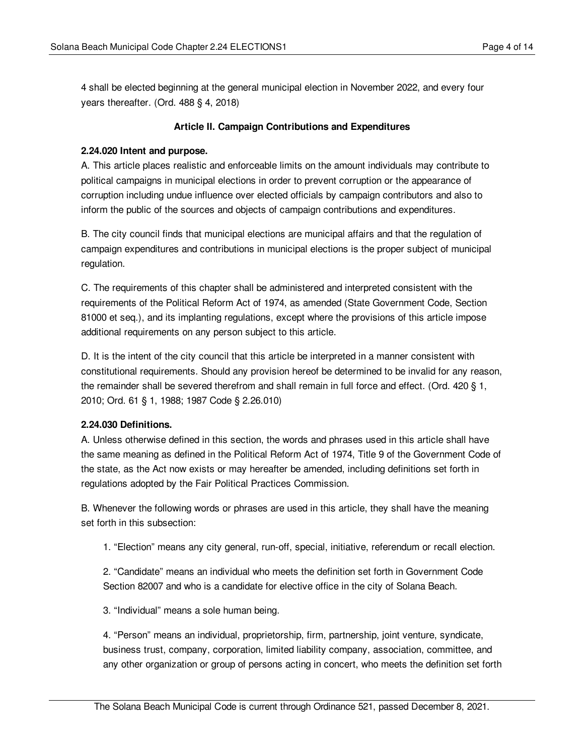4 shall be elected beginning at the general municipal election in November 2022, and every four years thereafter. (Ord. 488 § 4, 2018)

## Article II. Campaign Contributions and Expenditures

### 2.24.020 Intent and purpose.

A. This article places realistic and enforceable limits on the amount individuals may contribute to political campaigns in municipal elections in order to prevent corruption or the appearance of corruption including undue influence over elected officials by campaign contributors and also to inform the public of the sources and objects of campaign contributions and expenditures.

B. The city council finds that municipal elections are municipal affairs and that the regulation of campaign expenditures and contributions in municipal elections is the proper subject of municipal regulation.

C. The requirements of this chapter shall be administered and interpreted consistent with the requirements of the Political Reform Act of 1974, as amended (State Government Code, Section 81000 et seq.), and its implanting regulations, except where the provisions of this article impose additional requirements on any person subject to this article.

D. It is the intent of the city council that this article be interpreted in a manner consistent with constitutional requirements. Should any provision hereof be determined to be invalid for any reason, the remainder shall be severed therefrom and shall remain in full force and effect. (Ord. 420 § 1, 2010; Ord. 61 § 1, 1988; 1987 Code § 2.26.010)

### 2.24.030 Definitions.

A. Unless otherwise defined in this section, the words and phrases used in this article shall have the same meaning as defined in the Political Reform Act of 1974, Title 9 of the Government Code of the state, as the Act now exists or may hereafter be amended, including definitions set forth in regulations adopted by the Fair Political Practices Commission.

B. Whenever the following words or phrases are used in this article, they shall have the meaning set forth in this subsection:

1. "Election" means any city general, run-off, special, initiative, referendum or recall election.

2. "Candidate" means an individual who meets the definition set forth in Government Code Section 82007 and who is a candidate for elective office in the city of Solana Beach.

3. "Individual" means a sole human being.

4. "Person" means an individual, proprietorship, firm, partnership, joint venture, syndicate, business trust, company, corporation, limited liability company, association, committee, and any other organization or group of persons acting in concert, who meets the definition set forth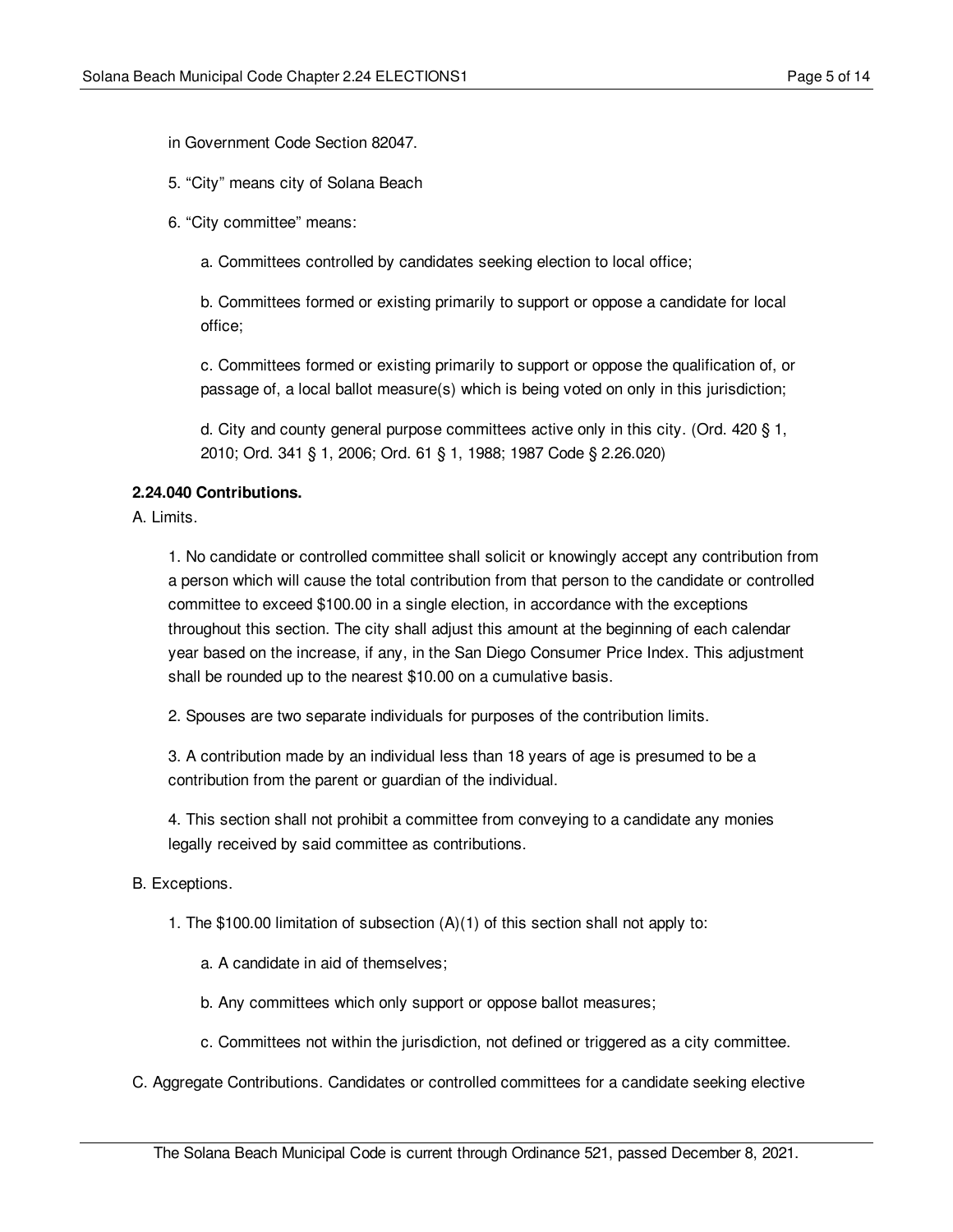in Government Code Section 82047.

5. "City" means city of Solana Beach

6. "City committee" means:

a. Committees controlled by candidates seeking election to local office;

b. Committees formed or existing primarily to support or oppose a candidate for local office;

c. Committees formed or existing primarily to support or oppose the qualification of, or passage of, a local ballot measure(s) which is being voted on only in this jurisdiction;

d. City and county general purpose committees active only in this city. (Ord. 420 § 1, 2010; Ord. 341 § 1, 2006; Ord. 61 § 1, 1988; 1987 Code § 2.26.020)

**2.24.040 Contributions.**

A. Limits.

1. No candidate or controlled committee shall solicit or knowingly accept any contribution from a person which will cause the total contribution from that person to the candidate or controlled committee to exceed $100.00 in a single election, in accordance with the exceptions throughout this section. The city shall adjust this amount at the beginning of each calendar year based on the increase, if any, in the San Diego Consumer Price Index. This adjustment shall be rounded up to the nearest $10.00 on a cumulative basis.

2. Spouses are two separate individuals for purposes of the contribution limits.

3. A contribution made by an individual less than 18 years of age is presumed to be a contribution from the parent or guardian of the individual.

4. This section shall not prohibit a committee from conveying to a candidate any monies legally received by said committee as contributions.

B. Exceptions.

1. The $100.00 limitation of subsection (A)(1) of this section shall not apply to:

a. A candidate in aid of themselves;

b. Any committees which only support or oppose ballot measures;

c. Committees not within the jurisdiction, not defined or triggered as a city committee.

C. Aggregate Contributions. Candidates or controlled committees for a candidate seeking elective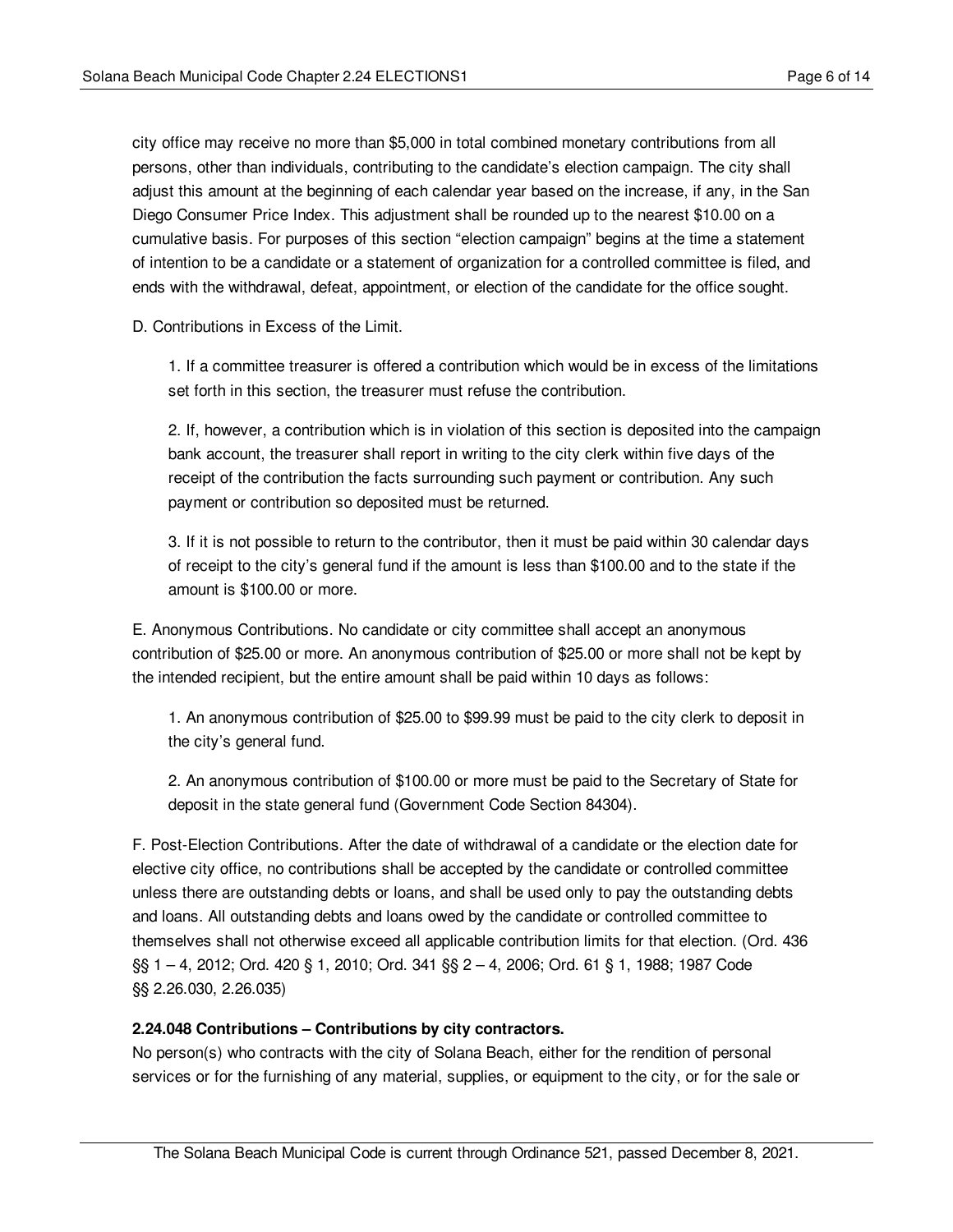city office may receive no more than $5,000 in total combined monetary contributions from all persons, other than individuals, contributing to the candidate's election campaign. The city shall adjust this amount at the beginning of each calendar year based on the increase, if any, in the San Diego Consumer Price Index. This adjustment shall be rounded up to the nearest $10.00 on a cumulative basis. For purposes of this section "election campaign" begins at the time a statement of intention to be a candidate or a statement of organization for a controlled committee is filed, and ends with the withdrawal, defeat, appointment, or election of the candidate for the office sought.

D. Contributions in Excess of the Limit.

1. If a committee treasurer is offered a contribution which would be in excess of the limitations set forth in this section, the treasurer must refuse the contribution.

2. If, however, a contribution which is in violation of this section is deposited into the campaign bank account, the treasurer shall report in writing to the city clerk within five days of the receipt of the contribution the facts surrounding such payment or contribution. Any such payment or contribution so deposited must be returned.

3. If it is not possible to return to the contributor, then it must be paid within 30 calendar days of receipt to the city's general fund if the amount is less than $100.00 and to the state if the amount is $100.00 or more.

E. Anonymous Contributions. No candidate or city committee shall accept an anonymous contribution of $25.00 or more. An anonymous contribution of $25.00 or more shall not be kept by the intended recipient, but the entire amount shall be paid within 10 days as follows:

1. An anonymous contribution of $25.00 to $99.99 must be paid to the city clerk to deposit in the city's general fund.

2. An anonymous contribution of $100.00 or more must be paid to the Secretary of State for deposit in the state general fund (Government Code Section 84304).

F. Post-Election Contributions. After the date of withdrawal of a candidate or the election date for elective city office, no contributions shall be accepted by the candidate or controlled committee unless there are outstanding debts or loans, and shall be used only to pay the outstanding debts and loans. All outstanding debts and loans owed by the candidate or controlled committee to themselves shall not otherwise exceed all applicable contribution limits for that election. (Ord. 436 §§ 1 – 4, 2012; Ord. 420 § 1, 2010; Ord. 341 §§ 2 – 4, 2006; Ord. 61 § 1, 1988; 1987 Code §§ 2.26.030, 2.26.035)

**2.24.048 Contributions – Contributions by city contractors.**

No person(s) who contracts with the city of Solana Beach, either for the rendition of personal services or for the furnishing of any material, supplies, or equipment to the city, or for the sale or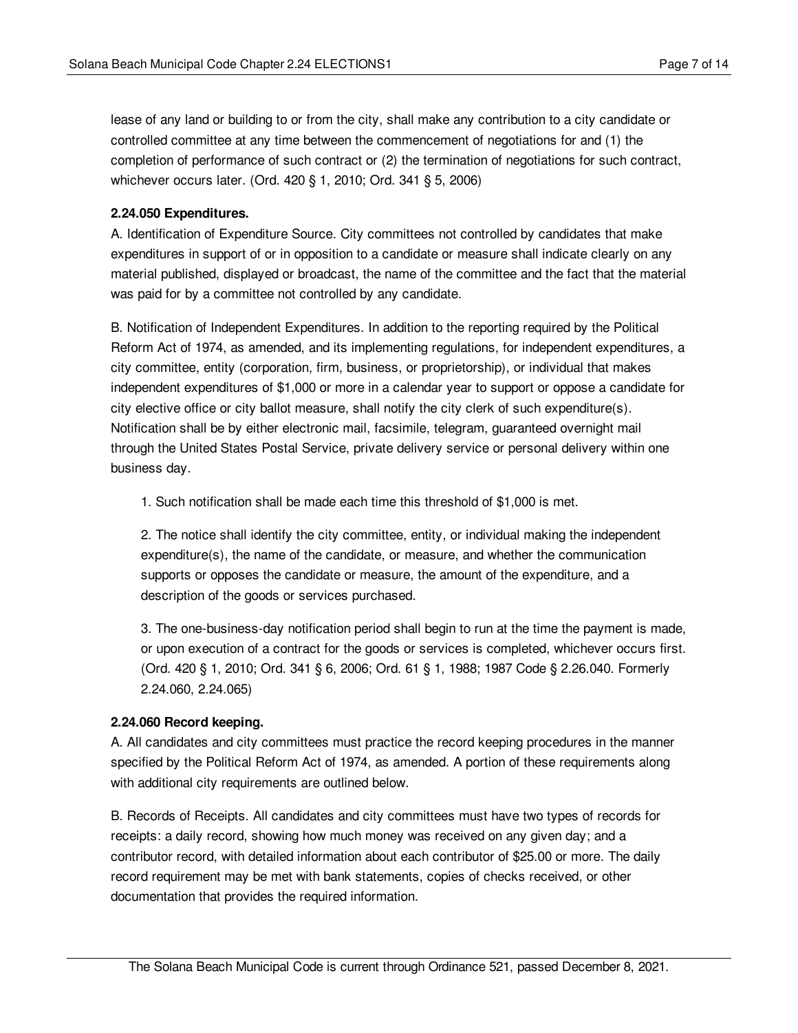lease of any land or building to or from the city, shall make any contribution to a city candidate or controlled committee at any time between the commencement of negotiations for and (1) the completion of performance of such contract or (2) the termination of negotiations for such contract, whichever occurs later. (Ord. 420 § 1, 2010; Ord. 341 § 5, 2006)

**2.24.050 Expenditures.**

A. Identification of Expenditure Source. City committees not controlled by candidates that make expenditures in support of or in opposition to a candidate or measure shall indicate clearly on any material published, displayed or broadcast, the name of the committee and the fact that the material was paid for by a committee not controlled by any candidate.

B. Notification of Independent Expenditures. In addition to the reporting required by the Political Reform Act of 1974, as amended, and its implementing regulations, for independent expenditures, a city committee, entity (corporation, firm, business, or proprietorship), or individual that makes independent expenditures of $1,000 or more in a calendar year to support or oppose a candidate for city elective office or city ballot measure, shall notify the city clerk of such expenditure(s). Notification shall be by either electronic mail, facsimile, telegram, guaranteed overnight mail through the United States Postal Service, private delivery service or personal delivery within one business day.

1. Such notification shall be made each time this threshold of $1,000 is met.

2. The notice shall identify the city committee, entity, or individual making the independent expenditure(s), the name of the candidate, or measure, and whether the communication supports or opposes the candidate or measure, the amount of the expenditure, and a description of the goods or services purchased.

3. The one-business-day notification period shall begin to run at the time the payment is made, or upon execution of a contract for the goods or services is completed, whichever occurs first. (Ord. 420 § 1, 2010; Ord. 341 § 6, 2006; Ord. 61 § 1, 1988; 1987 Code § 2.26.040. Formerly 2.24.060, 2.24.065)

**2.24.060 Record keeping.**

A. All candidates and city committees must practice the record keeping procedures in the manner specified by the Political Reform Act of 1974, as amended. A portion of these requirements along with additional city requirements are outlined below.

B. Records of Receipts. All candidates and city committees must have two types of records for receipts: a daily record, showing how much money was received on any given day; and a contributor record, with detailed information about each contributor of $25.00 or more. The daily record requirement may be met with bank statements, copies of checks received, or other documentation that provides the required information.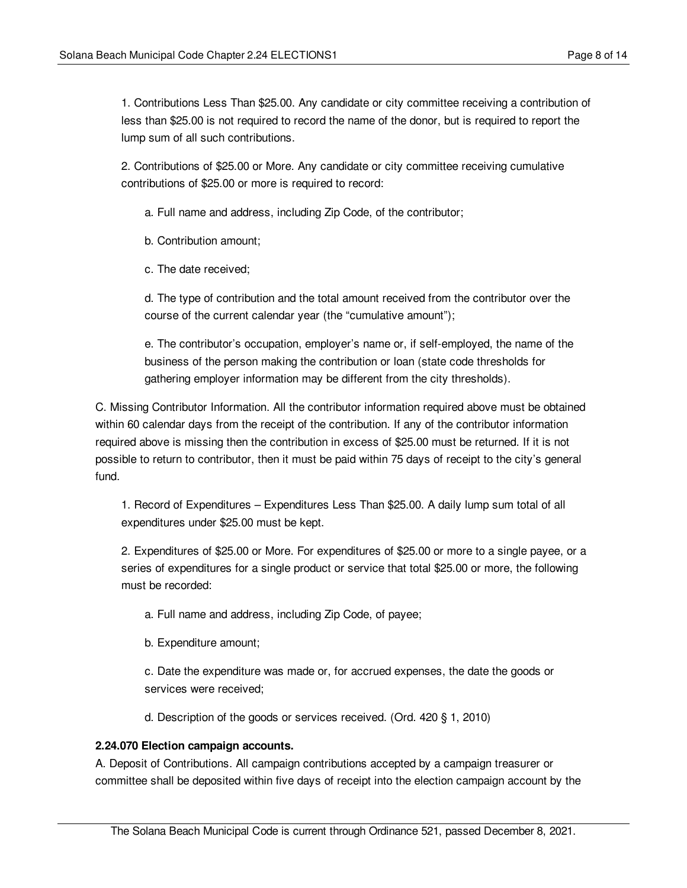1. Contributions Less Than $25.00. Any candidate or city committee receiving a contribution of less than $25.00 is not required to record the name of the donor, but is required to report the lump sum of all such contributions.

2. Contributions of $25.00 or More. Any candidate or city committee receiving cumulative contributions of $25.00 or more is required to record:

a. Full name and address, including Zip Code, of the contributor;

b. Contribution amount;

c. The date received;

d. The type of contribution and the total amount received from the contributor over the course of the current calendar year (the "cumulative amount");

e. The contributor's occupation, employer's name or, if self-employed, the name of the business of the person making the contribution or loan (state code thresholds for gathering employer information may be different from the city thresholds).

C. Missing Contributor Information. All the contributor information required above must be obtained within 60 calendar days from the receipt of the contribution. If any of the contributor information required above is missing then the contribution in excess of $25.00 must be returned. If it is not possible to return to contributor, then it must be paid within 75 days of receipt to the city's general fund.

1. Record of Expenditures – Expenditures Less Than $25.00. A daily lump sum total of all expenditures under $25.00 must be kept.

2. Expenditures of $25.00 or More. For expenditures of $25.00 or more to a single payee, or a series of expenditures for a single product or service that total $25.00 or more, the following must be recorded:

a. Full name and address, including Zip Code, of payee;

b. Expenditure amount;

c. Date the expenditure was made or, for accrued expenses, the date the goods or services were received;

d. Description of the goods or services received. (Ord. 420 § 1, 2010)

**2.24.070 Election campaign accounts.**

A. Deposit of Contributions. All campaign contributions accepted by a campaign treasurer or committee shall be deposited within five days of receipt into the election campaign account by the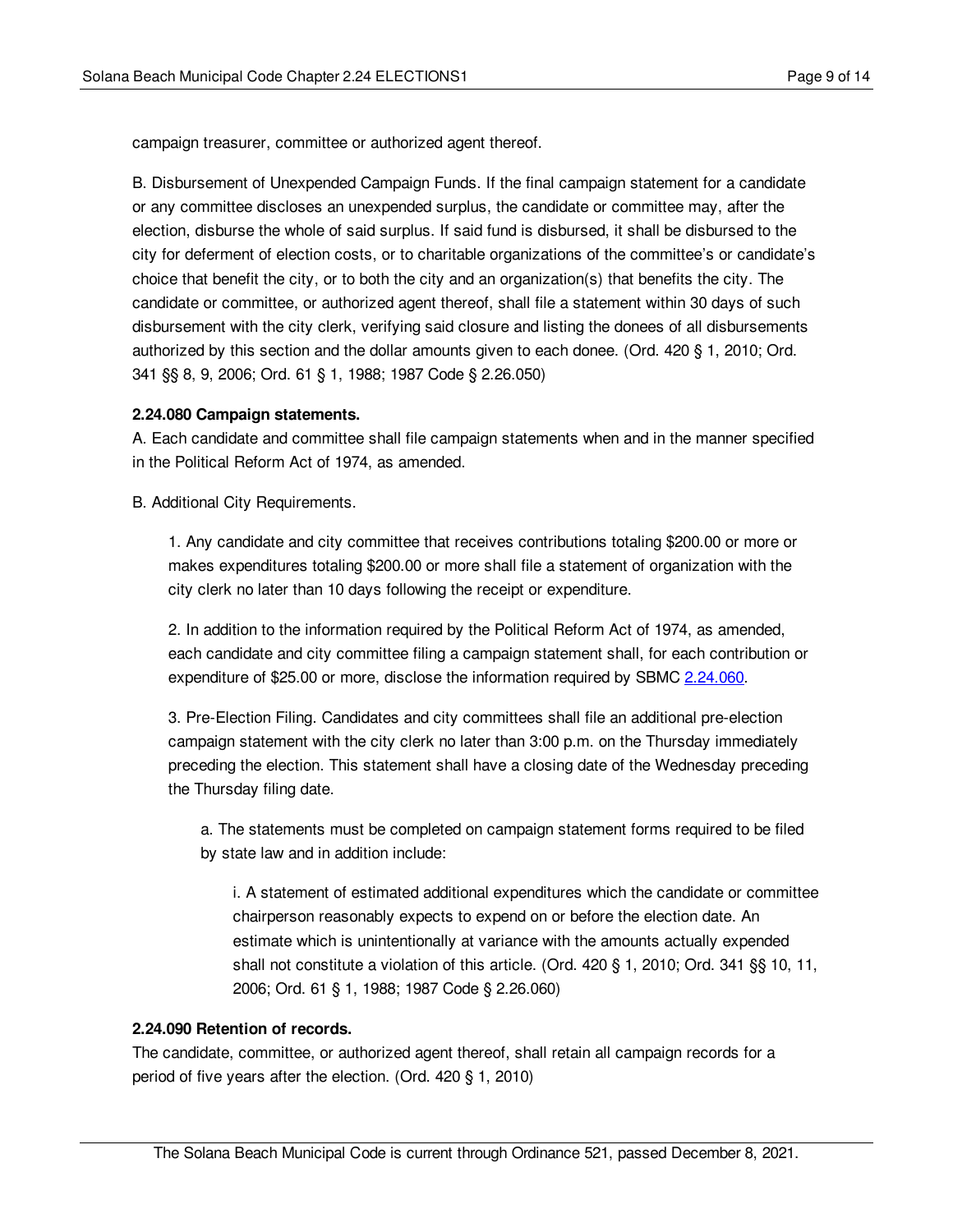campaign treasurer, committee or authorized agent thereof.

B. Disbursement of Unexpended Campaign Funds. If the final campaign statement for a candidate or any committee discloses an unexpended surplus, the candidate or committee may, after the election, disburse the whole of said surplus. If said fund is disbursed, it shall be disbursed to the city for deferment of election costs, or to charitable organizations of the committee's or candidate's choice that benefit the city, or to both the city and an organization(s) that benefits the city. The candidate or committee, or authorized agent thereof, shall file a statement within 30 days of such disbursement with the city clerk, verifying said closure and listing the donees of all disbursements authorized by this section and the dollar amounts given to each donee. (Ord. 420 § 1, 2010; Ord. 341 §§ 8, 9, 2006; Ord. 61 § 1, 1988; 1987 Code § 2.26.050)

**2.24.080 Campaign statements.**

A. Each candidate and committee shall file campaign statements when and in the manner specified in the Political Reform Act of 1974, as amended.

B. Additional City Requirements.

1. Any candidate and city committee that receives contributions totaling $200.00 or more or makes expenditures totaling $200.00 or more shall file a statement of organization with the city clerk no later than 10 days following the receipt or expenditure.

2. In addition to the information required by the Political Reform Act of 1974, as amended, each candidate and city committee filing a campaign statement shall, for each contribution or expenditure of $25.00 or more, disclose the information required by SBMC 2.24.060.

3. Pre-Election Filing. Candidates and city committees shall file an additional pre-election campaign statement with the city clerk no later than 3:00 p.m. on the Thursday immediately preceding the election. This statement shall have a closing date of the Wednesday preceding the Thursday filing date.

a. The statements must be completed on campaign statement forms required to be filed by state law and in addition include:

i. A statement of estimated additional expenditures which the candidate or committee chairperson reasonably expects to expend on or before the election date. An estimate which is unintentionally at variance with the amounts actually expended shall not constitute a violation of this article. (Ord. 420 § 1, 2010; Ord. 341 §§ 10, 11, 2006; Ord. 61 § 1, 1988; 1987 Code § 2.26.060)

**2.24.090 Retention of records.**

The candidate, committee, or authorized agent thereof, shall retain all campaign records for a period of five years after the election. (Ord. 420 § 1, 2010)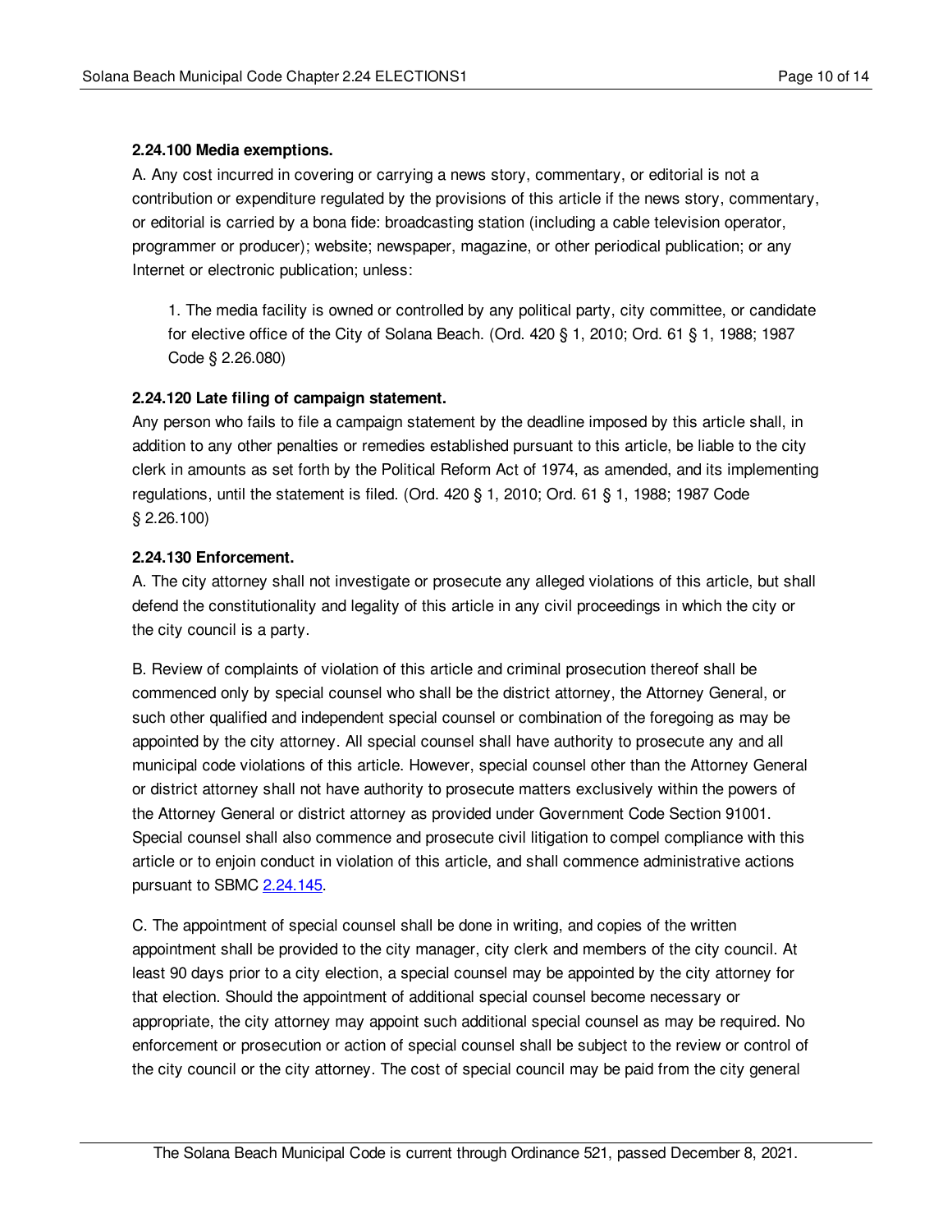**2.24.100 Media exemptions.**

A. Any cost incurred in covering or carrying a news story, commentary, or editorial is not a contribution or expenditure regulated by the provisions of this article if the news story, commentary, or editorial is carried by a bona fide: broadcasting station (including a cable television operator, programmer or producer); website; newspaper, magazine, or other periodical publication; or any Internet or electronic publication; unless:

1. The media facility is owned or controlled by any political party, city committee, or candidate for elective office of the City of Solana Beach. (Ord. 420 § 1, 2010; Ord. 61 § 1, 1988; 1987 Code § 2.26.080)

**2.24.120 Late filing of campaign statement.**

Any person who fails to file a campaign statement by the deadline imposed by this article shall, in addition to any other penalties or remedies established pursuant to this article, be liable to the city clerk in amounts as set forth by the Political Reform Act of 1974, as amended, and its implementing regulations, until the statement is filed. (Ord. 420 § 1, 2010; Ord. 61 § 1, 1988; 1987 Code § 2.26.100)

**2.24.130 Enforcement.**

A. The city attorney shall not investigate or prosecute any alleged violations of this article, but shall defend the constitutionality and legality of this article in any civil proceedings in which the city or the city council is a party.

B. Review of complaints of violation of this article and criminal prosecution thereof shall be commenced only by special counsel who shall be the district attorney, the Attorney General, or such other qualified and independent special counsel or combination of the foregoing as may be appointed by the city attorney. All special counsel shall have authority to prosecute any and all municipal code violations of this article. However, special counsel other than the Attorney General or district attorney shall not have authority to prosecute matters exclusively within the powers of the Attorney General or district attorney as provided under Government Code Section 91001. Special counsel shall also commence and prosecute civil litigation to compel compliance with this article or to enjoin conduct in violation of this article, and shall commence administrative actions pursuant to SBMC 2.24.145.

C. The appointment of special counsel shall be done in writing, and copies of the written appointment shall be provided to the city manager, city clerk and members of the city council. At least 90 days prior to a city election, a special counsel may be appointed by the city attorney for that election. Should the appointment of additional special counsel become necessary or appropriate, the city attorney may appoint such additional special counsel as may be required. No enforcement or prosecution or action of special counsel shall be subject to the review or control of the city council or the city attorney. The cost of special council may be paid from the city general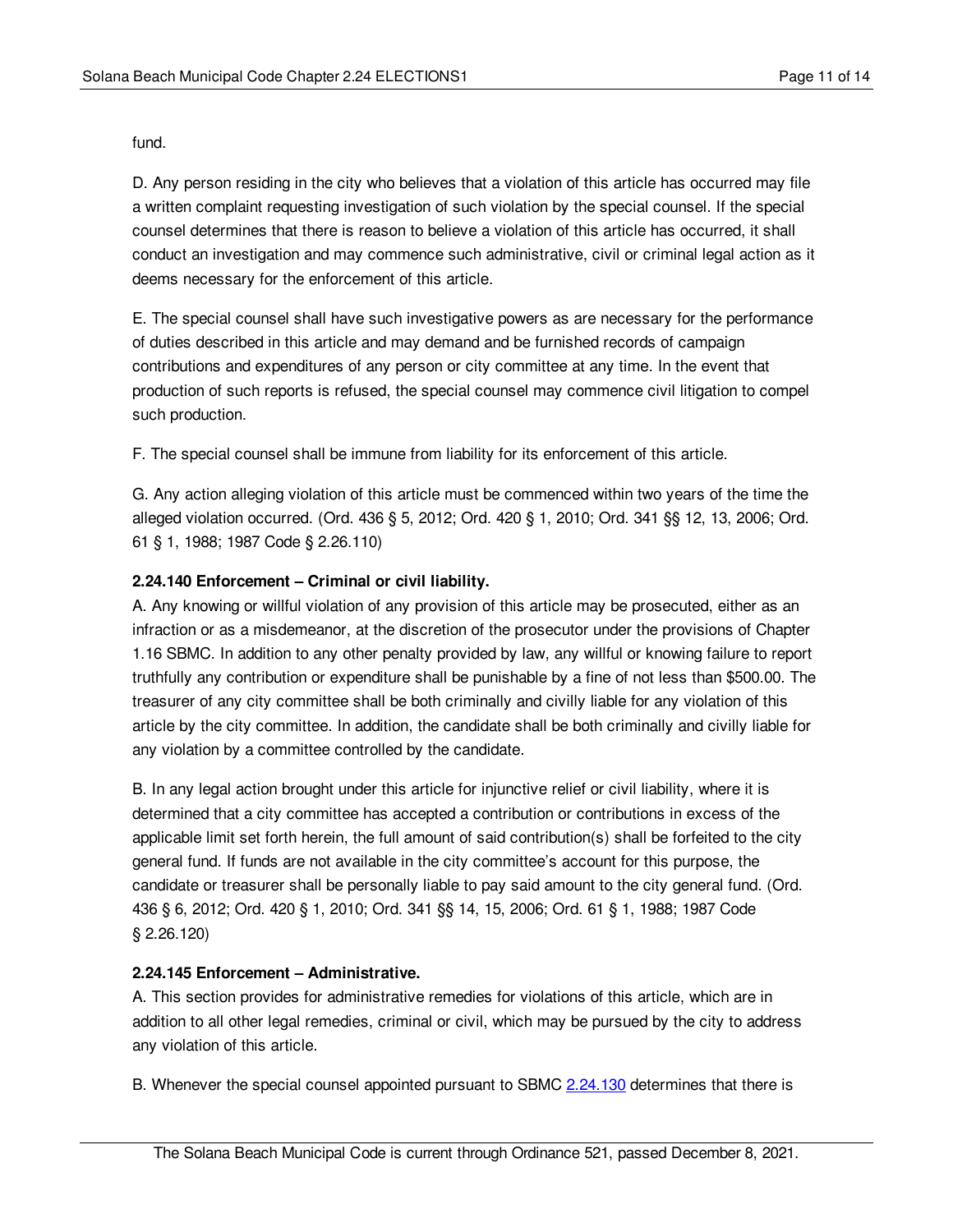fund.

D. Any person residing in the city who believes that a violation of this article has occurred may file a written complaint requesting investigation of such violation by the special counsel. If the special counsel determines that there is reason to believe a violation of this article has occurred, it shall conduct an investigation and may commence such administrative, civil or criminal legal action as it deems necessary for the enforcement of this article.

E. The special counsel shall have such investigative powers as are necessary for the performance of duties described in this article and may demand and be furnished records of campaign contributions and expenditures of any person or city committee at any time. In the event that production of such reports is refused, the special counsel may commence civil litigation to compel such production.

F. The special counsel shall be immune from liability for its enforcement of this article.

G. Any action alleging violation of this article must be commenced within two years of the time the alleged violation occurred. (Ord. 436 § 5, 2012; Ord. 420 § 1, 2010; Ord. 341 §§ 12, 13, 2006; Ord. 61 § 1, 1988; 1987 Code § 2.26.110)

**2.24.140 Enforcement – Criminal or civil liability.**

A. Any knowing or willful violation of any provision of this article may be prosecuted, either as an infraction or as a misdemeanor, at the discretion of the prosecutor under the provisions of Chapter 1.16 SBMC. In addition to any other penalty provided by law, any willful or knowing failure to report truthfully any contribution or expenditure shall be punishable by a fine of not less than $500.00. The treasurer of any city committee shall be both criminally and civilly liable for any violation of this article by the city committee. In addition, the candidate shall be both criminally and civilly liable for any violation by a committee controlled by the candidate.

B. In any legal action brought under this article for injunctive relief or civil liability, where it is determined that a city committee has accepted a contribution or contributions in excess of the applicable limit set forth herein, the full amount of said contribution(s) shall be forfeited to the city general fund. If funds are not available in the city committee's account for this purpose, the candidate or treasurer shall be personally liable to pay said amount to the city general fund. (Ord. 436 § 6, 2012; Ord. 420 § 1, 2010; Ord. 341 §§ 14, 15, 2006; Ord. 61 § 1, 1988; 1987 Code § 2.26.120)

**2.24.145 Enforcement – Administrative.**

A. This section provides for administrative remedies for violations of this article, which are in addition to all other legal remedies, criminal or civil, which may be pursued by the city to address any violation of this article.

B. Whenever the special counsel appointed pursuant to SBMC 2.24.130 determines that there is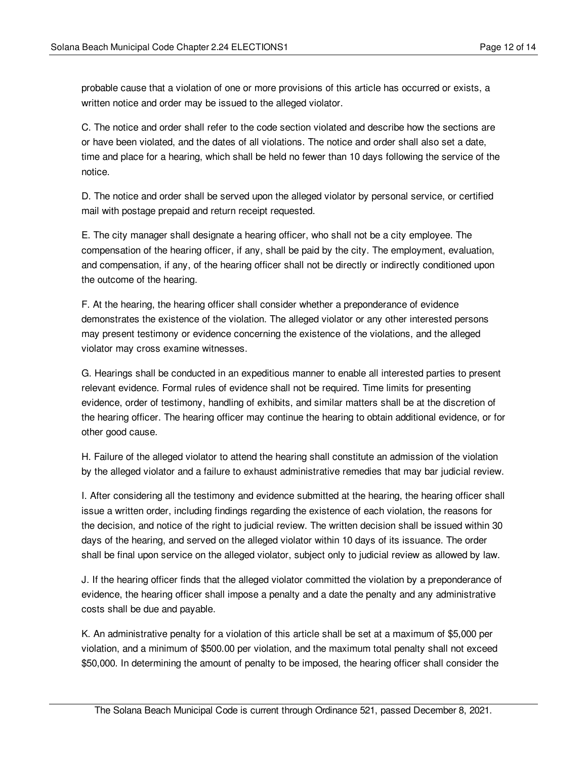probable cause that a violation of one or more provisions of this article has occurred or exists, a written notice and order may be issued to the alleged violator.

C. The notice and order shall refer to the code section violated and describe how the sections are or have been violated, and the dates of all violations. The notice and order shall also set a date, time and place for a hearing, which shall be held no fewer than 10 days following the service of the notice.

D. The notice and order shall be served upon the alleged violator by personal service, or certified mail with postage prepaid and return receipt requested.

E. The city manager shall designate a hearing officer, who shall not be a city employee. The compensation of the hearing officer, if any, shall be paid by the city. The employment, evaluation, and compensation, if any, of the hearing officer shall not be directly or indirectly conditioned upon the outcome of the hearing.

F. At the hearing, the hearing officer shall consider whether a preponderance of evidence demonstrates the existence of the violation. The alleged violator or any other interested persons may present testimony or evidence concerning the existence of the violations, and the alleged violator may cross examine witnesses.

G. Hearings shall be conducted in an expeditious manner to enable all interested parties to present relevant evidence. Formal rules of evidence shall not be required. Time limits for presenting evidence, order of testimony, handling of exhibits, and similar matters shall be at the discretion of the hearing officer. The hearing officer may continue the hearing to obtain additional evidence, or for other good cause.

H. Failure of the alleged violator to attend the hearing shall constitute an admission of the violation by the alleged violator and a failure to exhaust administrative remedies that may bar judicial review.

I. After considering all the testimony and evidence submitted at the hearing, the hearing officer shall issue a written order, including findings regarding the existence of each violation, the reasons for the decision, and notice of the right to judicial review. The written decision shall be issued within 30 days of the hearing, and served on the alleged violator within 10 days of its issuance. The order shall be final upon service on the alleged violator, subject only to judicial review as allowed by law.

J. If the hearing officer finds that the alleged violator committed the violation by a preponderance of evidence, the hearing officer shall impose a penalty and a date the penalty and any administrative costs shall be due and payable.

K. An administrative penalty for a violation of this article shall be set at a maximum of $5,000 per violation, and a minimum of $500.00 per violation, and the maximum total penalty shall not exceed $50,000. In determining the amount of penalty to be imposed, the hearing officer shall consider the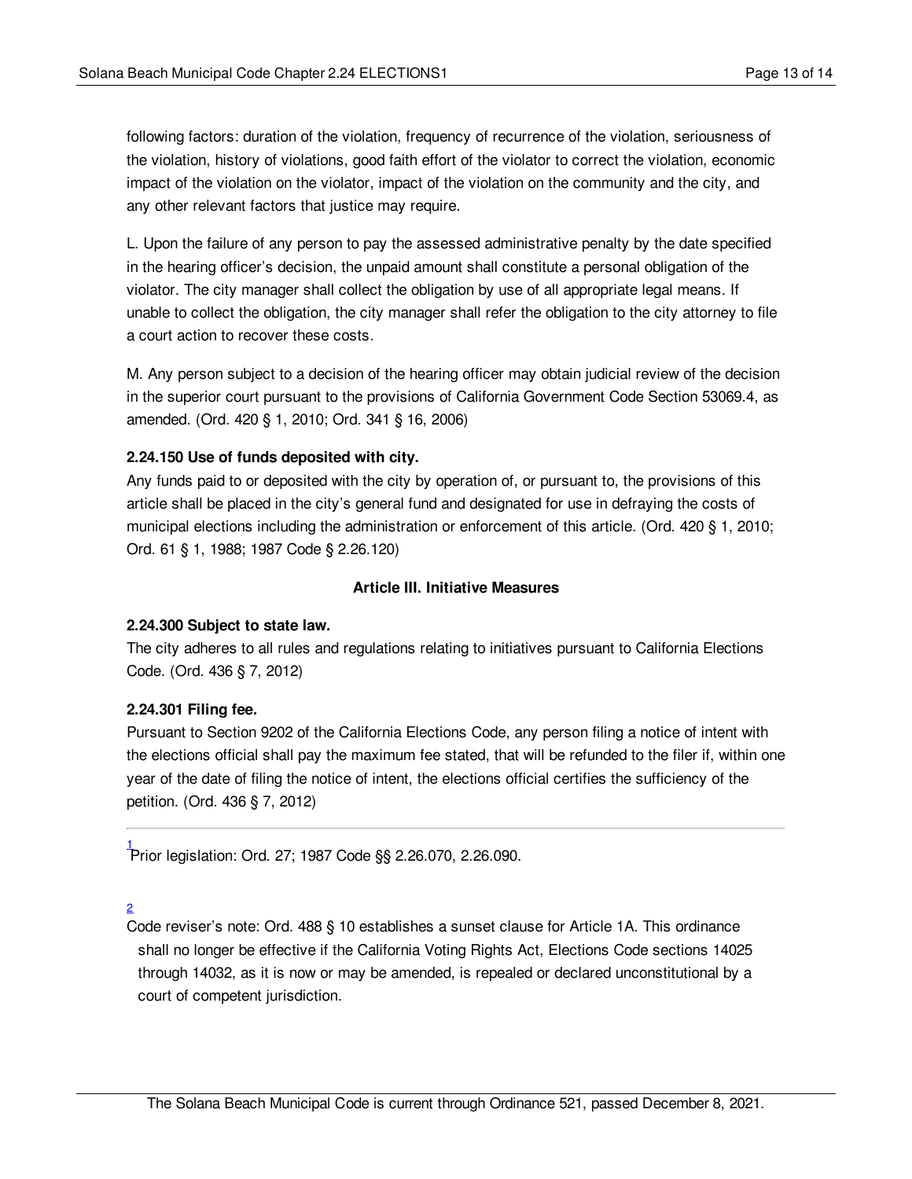following factors: duration of the violation, frequency of recurrence of the violation, seriousness of the violation, history of violations, good faith effort of the violator to correct the violation, economic impact of the violation on the violator, impact of the violation on the community and the city, and any other relevant factors that justice may require.

L. Upon the failure of any person to pay the assessed administrative penalty by the date specified in the hearing officer's decision, the unpaid amount shall constitute a personal obligation of the violator. The city manager shall collect the obligation by use of all appropriate legal means. If unable to collect the obligation, the city manager shall refer the obligation to the city attorney to file a court action to recover these costs.

M. Any person subject to a decision of the hearing officer may obtain judicial review of the decision in the superior court pursuant to the provisions of California Government Code Section 53069.4, as amended. (Ord. 420 § 1, 2010; Ord. 341 § 16, 2006)

**2.24.150 Use of funds deposited with city.**

Any funds paid to or deposited with the city by operation of, or pursuant to, the provisions of this article shall be placed in the city's general fund and designated for use in defraying the costs of municipal elections including the administration or enforcement of this article. (Ord. 420 § 1, 2010; Ord. 61 § 1, 1988; 1987 Code § 2.26.120)

**Article III. Initiative Measures**

**2.24.300 Subject to state law.**

The city adheres to all rules and regulations relating to initiatives pursuant to California Elections Code. (Ord. 436 § 7, 2012)

**2.24.301 Filing fee.**

Pursuant to Section 9202 of the California Elections Code, any person filing a notice of intent with the elections official shall pay the maximum fee stated, that will be refunded to the filer if, within one year of the date of filing the notice of intent, the elections official certifies the sufficiency of the petition. (Ord. 436 § 7, 2012)

---

[1] Prior legislation: Ord. 27; 1987 Code §§ 2.26.070, 2.26.090.

[2] Code reviser's note: Ord. 488 § 10 establishes a sunset clause for Article 1A. This ordinance shall no longer be effective if the California Voting Rights Act, Elections Code sections 14025 through 14032, as it is now or may be amended, is repealed or declared unconstitutional by a court of competent jurisdiction.